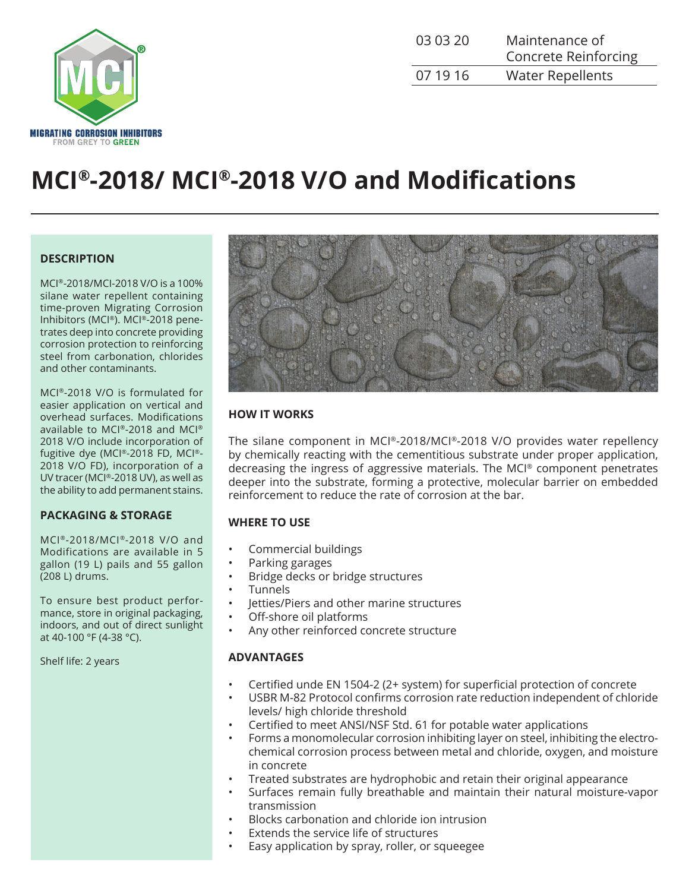| 03 03 20 | Maintenance of Concrete Reinforcing |
| --- | --- |
| 07 19 16 | Water Repellents |

MIGRATING CORROSION INHIBITORS
FROM GREY TO GREEN

# MCI®-2018/ MCI®-2018 V/O and Modifications

## DESCRIPTION

MCI®-2018/MCI-2018 V/O is a 100% silane water repellent containing time-proven Migrating Corrosion Inhibitors (MCI®). MCI®-2018 penetrates deep into concrete providing corrosion protection to reinforcing steel from carbonation, chlorides and other contaminants.

MCI®-2018 V/O is formulated for easier application on vertical and overhead surfaces. Modifications available to MCI®-2018 and MCI® 2018 V/O include incorporation of fugitive dye (MCI®-2018 FD, MCI®-2018 V/O FD), incorporation of a UV tracer (MCI®-2018 UV), as well as the ability to add permanent stains.

## PACKAGING & STORAGE

MCI®-2018/MCI®-2018 V/O and Modifications are available in 5 gallon (19 L) pails and 55 gallon (208 L) drums.

To ensure best product performance, store in original packaging, indoors, and out of direct sunlight at 40-100 °F (4-38 °C).

Shelf life: 2 years

## HOW IT WORKS

The silane component in MCI®-2018/MCI®-2018 V/O provides water repellency by chemically reacting with the cementitious substrate under proper application, decreasing the ingress of aggressive materials. The MCI® component penetrates deeper into the substrate, forming a protective, molecular barrier on embedded reinforcement to reduce the rate of corrosion at the bar.

## WHERE TO USE

- Commercial buildings
- Parking garages
- Bridge decks or bridge structures
- Tunnels
- Jetties/Piers and other marine structures
- Off-shore oil platforms
- Any other reinforced concrete structure

## ADVANTAGES

- Certified unde EN 1504-2 (2+ system) for superficial protection of concrete
- USBR M-82 Protocol confirms corrosion rate reduction independent of chloride levels/ high chloride threshold
- Certified to meet ANSI/NSF Std. 61 for potable water applications
- Forms a monomolecular corrosion inhibiting layer on steel, inhibiting the electrochemical corrosion process between metal and chloride, oxygen, and moisture in concrete
- Treated substrates are hydrophobic and retain their original appearance
- Surfaces remain fully breathable and maintain their natural moisture-vapor transmission
- Blocks carbonation and chloride ion intrusion
- Extends the service life of structures
- Easy application by spray, roller, or squeegee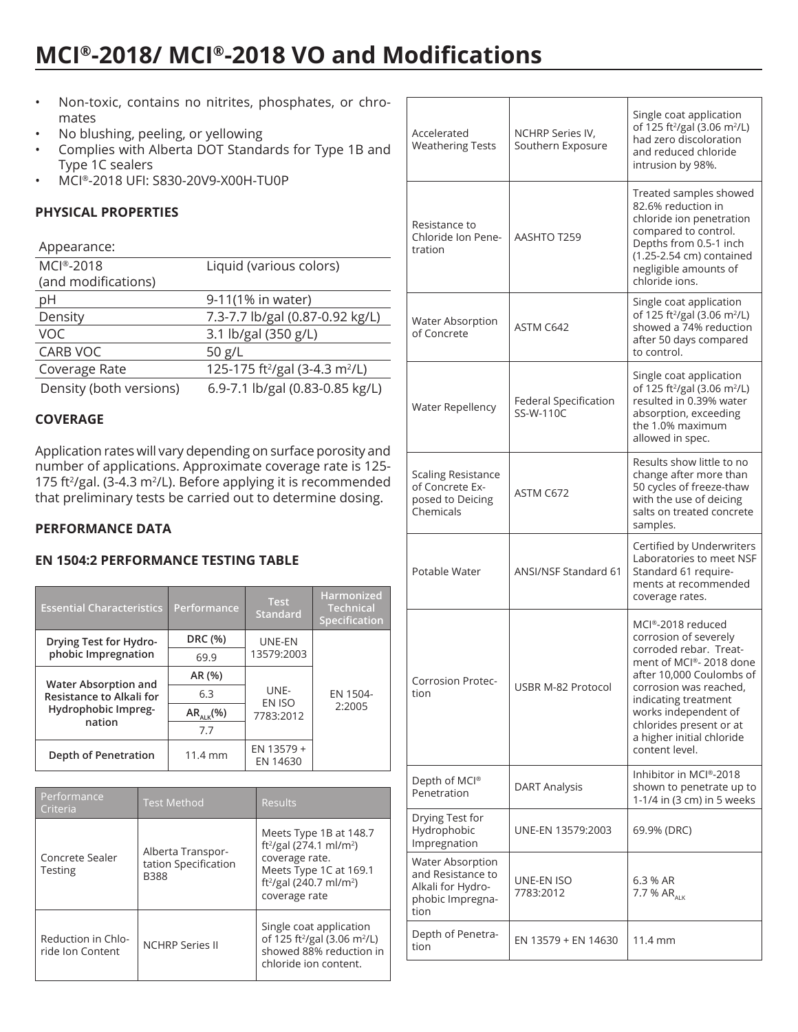# MCI®-2018/ MCI®-2018 VO and Modifications

- Non-toxic, contains no nitrites, phosphates, or chromates
- No blushing, peeling, or yellowing
- Complies with Alberta DOT Standards for Type 1B and Type 1C sealers
- MCI®-2018 UFI: S830-20V9-X00H-TU0P

## PHYSICAL PROPERTIES

| Appearance: | |
|---|---|
| MCI®-2018 (and modifications) | Liquid (various colors) |
| pH | 9-11(1% in water) |
| Density | 7.3-7.7 lb/gal (0.87-0.92 kg/L) |
| VOC | 3.1 lb/gal (350 g/L) |
| CARB VOC | 50 g/L |
| Coverage Rate | 125-175 ft²/gal (3-4.3 m²/L) |
| Density (both versions) | 6.9-7.1 lb/gal (0.83-0.85 kg/L) |

## COVERAGE

Application rates will vary depending on surface porosity and number of applications. Approximate coverage rate is 125-175 ft²/gal. (3-4.3 m²/L). Before applying it is recommended that preliminary tests be carried out to determine dosing.

## PERFORMANCE DATA

## EN 1504:2 PERFORMANCE TESTING TABLE

| Essential Characteristics | Performance | Test Standard | Harmonized Technical Specification |
|---|---|---|---|
| Drying Test for Hydrophobic Impregnation | DRC (%) | UNE-EN 13579:2003 | EN 1504-2:2005 |
| | 69.9 | | |
| Water Absorption and Resistance to Alkali for Hydrophobic Impregnation | AR (%) | UNE-EN ISO 7783:2012 | |
| | 6.3 | | |
| | $AR_{ALK}$(%) | | |
| | 7.7 | | |
| Depth of Penetration | 11.4 mm | EN 13579 + EN 14630 | |

| Performance Criteria | Test Method | Results |
|---|---|---|
| Concrete Sealer Testing | Alberta Transportation Specification B388 | Meets Type 1B at 148.7 ft²/gal (274.1 ml/m²) coverage rate. Meets Type 1C at 169.1 ft²/gal (240.7 ml/m²) coverage rate |
| Reduction in Chloride Ion Content | NCHRP Series II | Single coat application of 125 ft²/gal (3.06 m²/L) showed 88% reduction in chloride ion content. |
| Accelerated Weathering Tests | NCHRP Series IV, Southern Exposure | Single coat application of 125 ft²/gal (3.06 m²/L) had zero discoloration and reduced chloride intrusion by 98%. |
| Resistance to Chloride Ion Penetration | AASHTO T259 | Treated samples showed 82.6% reduction in chloride ion penetration compared to control. Depths from 0.5-1 inch (1.25-2.54 cm) contained negligible amounts of chloride ions. |
| Water Absorption of Concrete | ASTM C642 | Single coat application of 125 ft²/gal (3.06 m²/L) showed a 74% reduction after 50 days compared to control. |
| Water Repellency | Federal Specification SS-W-110C | Single coat application of 125 ft²/gal (3.06 m²/L) resulted in 0.39% water absorption, exceeding the 1.0% maximum allowed in spec. |
| Scaling Resistance of Concrete Exposed to Deicing Chemicals | ASTM C672 | Results show little to no change after more than 50 cycles of freeze-thaw with the use of deicing salts on treated concrete samples. |
| Potable Water | ANSI/NSF Standard 61 | Certified by Underwriters Laboratories to meet NSF Standard 61 requirements at recommended coverage rates. |
| Corrosion Protection | USBR M-82 Protocol | MCI®-2018 reduced corrosion of severely corroded rebar. Treatment of MCI®- 2018 done after 10,000 Coulombs of corrosion was reached, indicating treatment works independent of chlorides present or at a higher initial chloride content level. |
| Depth of MCI® Penetration | DART Analysis | Inhibitor in MCI®-2018 shown to penetrate up to 1-1/4 in (3 cm) in 5 weeks |
| Drying Test for Hydrophobic Impregnation | UNE-EN 13579:2003 | 69.9% (DRC) |
| Water Absorption and Resistance to Alkali for Hydrophobic Impregnation | UNE-EN ISO 7783:2012 | 6.3 % AR<br>7.7 % $AR_{ALK}$ |
| Depth of Penetration | EN 13579 + EN 14630 | 11.4 mm |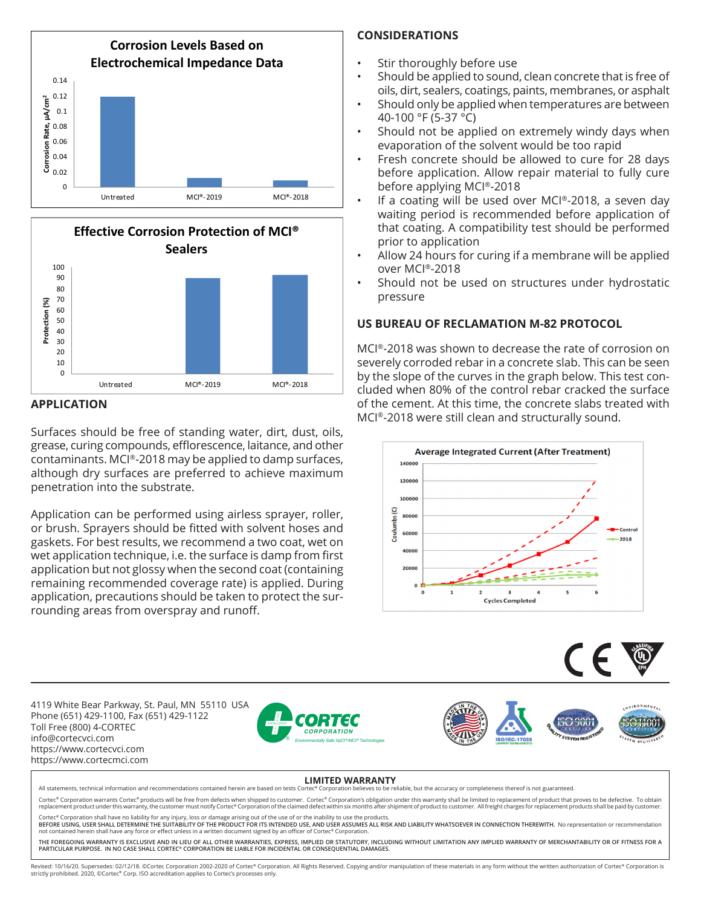Corrosion Levels Based on Electrochemical Impedance Data

Corrosion Rate, μA/cm²

0.14
0.12
0.1
0.08
0.06
0.04
0.02
0

Untreated
MCI®-2019
MCI®-2018

Effective Corrosion Protection of MCI® Sealers

Protection (%)

100
90
80
70
60
50
40
30
20
10
0

Untreated
MCI®-2019
MCI®-2018

## APPLICATION

Surfaces should be free of standing water, dirt, dust, oils, grease, curing compounds, efflorescence, laitance, and other contaminants. MCI®-2018 may be applied to damp surfaces, although dry surfaces are preferred to achieve maximum penetration into the substrate.

Application can be performed using airless sprayer, roller, or brush. Sprayers should be fitted with solvent hoses and gaskets. For best results, we recommend a two coat, wet on wet application technique, i.e. the surface is damp from first application but not glossy when the second coat (containing remaining recommended coverage rate) is applied. During application, precautions should be taken to protect the surrounding areas from overspray and runoff.

## CONSIDERATIONS

- Stir thoroughly before use
- Should be applied to sound, clean concrete that is free of oils, dirt, sealers, coatings, paints, membranes, or asphalt
- Should only be applied when temperatures are between 40-100 °F (5-37 °C)
- Should not be applied on extremely windy days when evaporation of the solvent would be too rapid
- Fresh concrete should be allowed to cure for 28 days before application. Allow repair material to fully cure before applying MCI®-2018
- If a coating will be used over MCI®-2018, a seven day waiting period is recommended before application of that coating. A compatibility test should be performed prior to application
- Allow 24 hours for curing if a membrane will be applied over MCI®-2018
- Should not be used on structures under hydrostatic pressure

## US BUREAU OF RECLAMATION M-82 PROTOCOL

MCI®-2018 was shown to decrease the rate of corrosion on severely corroded rebar in a concrete slab. This can be seen by the slope of the curves in the graph below. This test concluded when 80% of the control rebar cracked the surface of the cement. At this time, the concrete slabs treated with MCI®-2018 were still clean and structurally sound.

Average Integrated Current (After Treatment)

Coulumbs (C)

140000
120000
100000
80000
60000
40000
20000
0

0 1 2 3 4 5 6

Cycles Completed

Control
2018

4119 White Bear Parkway, St. Paul, MN 55110 USA
Phone (651) 429-1100, Fax (651) 429-1122
Toll Free (800) 4-CORTEC
info@cortecvci.com
https://www.cortecvci.com
https://www.cortecmci.com

CORTEC CORPORATION
Environmentally Safe VpCI®/MCI® Technologies

### LIMITED WARRANTY

All statements, technical information and recommendations contained herein are based on tests Cortec® Corporation believes to be reliable, but the accuracy or completeness thereof is not guaranteed.

Cortec® Corporation warrants Cortec® products will be free from defects when shipped to customer. Cortec® Corporation's obligation under this warranty shall be limited to replacement of product that proves to be defective. To obtain replacement product under this warranty, the customer must notify Cortec® Corporation of the claimed defect within six months after shipment of product to customer. All freight charges for replacement products shall be paid by customer.

Cortec® Corporation shall have no liability for any injury, loss or damage arising out of the use of or the inability to use the products.
BEFORE USING, USER SHALL DETERMINE THE SUITABILITY OF THE PRODUCT FOR ITS INTENDED USE, AND USER ASSUMES ALL RISK AND LIABILITY WHATSOEVER IN CONNECTION THEREWITH. No representation or recommendation not contained herein shall have any force or effect unless in a written document signed by an officer of Cortec® Corporation.

THE FOREGOING WARRANTY IS EXCLUSIVE AND IN LIEU OF ALL OTHER WARRANTIES, EXPRESS, IMPLIED OR STATUTORY, INCLUDING WITHOUT LIMITATION ANY IMPLIED WARRANTY OF MERCHANTABILITY OR OF FITNESS FOR A PARTICULAR PURPOSE. IN NO CASE SHALL CORTEC® CORPORATION BE LIABLE FOR INCIDENTAL OR CONSEQUENTIAL DAMAGES.

Revised: 10/16/20. Supersedes: 02/12/18. ©Cortec Corporation 2002-2020 of Cortec® Corporation. All Rights Reserved. Copying and/or manipulation of these materials in any form without the written authorization of Cortec® Corporation is strictly prohibited. 2020, ©Cortec® Corp. ISO accreditation applies to Cortec's processes only.